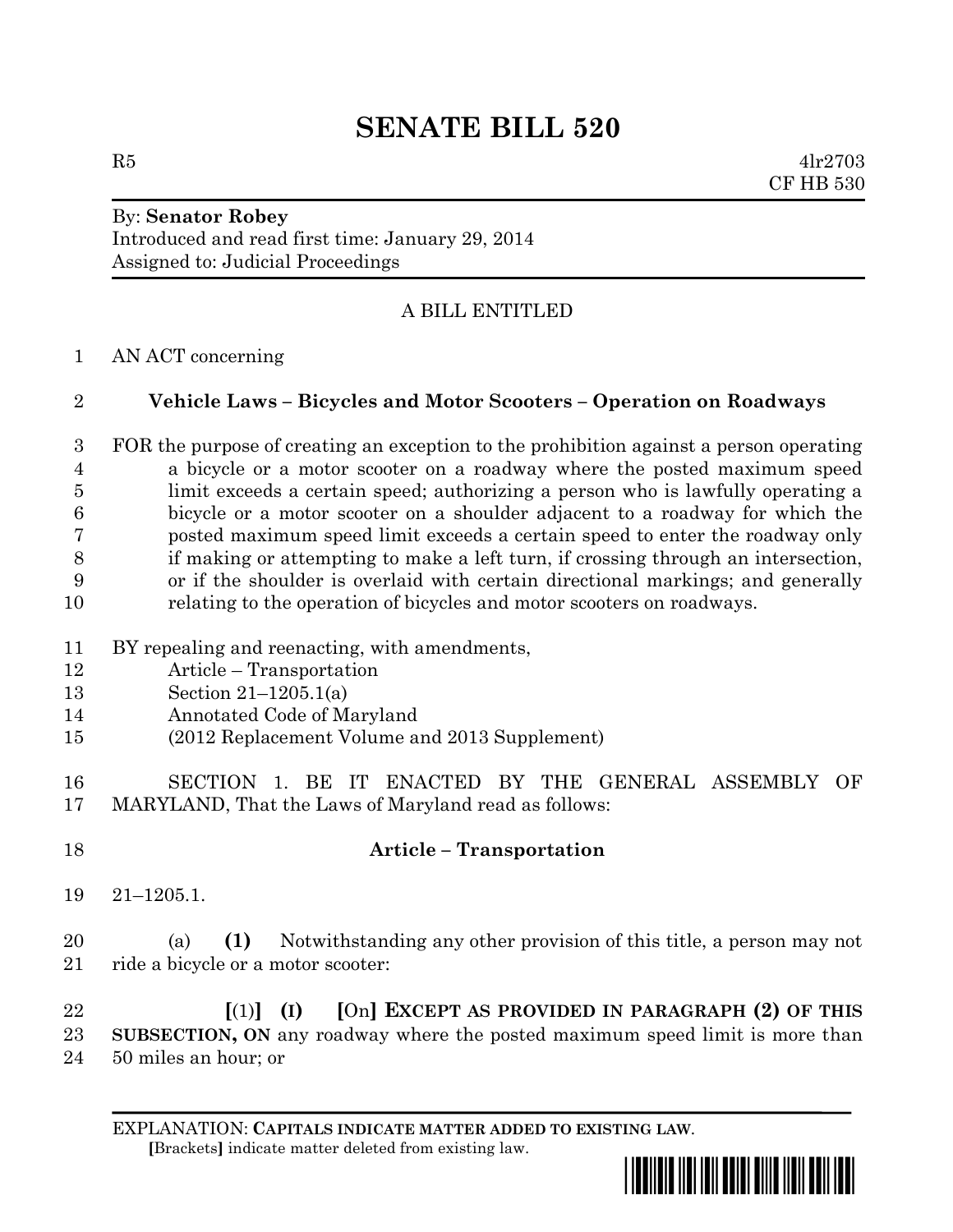# SENATE BILL 520

R5 4lr2703
CF HB 530

By: **Senator Robey**
Introduced and read first time: January 29, 2014
Assigned to: Judicial Proceedings

A BILL ENTITLED

1 AN ACT concerning

2 **Vehicle Laws – Bicycles and Motor Scooters – Operation on Roadways**

3 FOR the purpose of creating an exception to the prohibition against a person operating
4 a bicycle or a motor scooter on a roadway where the posted maximum speed
5 limit exceeds a certain speed; authorizing a person who is lawfully operating a
6 bicycle or a motor scooter on a shoulder adjacent to a roadway for which the
7 posted maximum speed limit exceeds a certain speed to enter the roadway only
8 if making or attempting to make a left turn, if crossing through an intersection,
9 or if the shoulder is overlaid with certain directional markings; and generally
10 relating to the operation of bicycles and motor scooters on roadways.

11 BY repealing and reenacting, with amendments,
12 Article – Transportation
13 Section 21–1205.1(a)
14 Annotated Code of Maryland
15 (2012 Replacement Volume and 2013 Supplement)

16 SECTION 1. BE IT ENACTED BY THE GENERAL ASSEMBLY OF
17 MARYLAND, That the Laws of Maryland read as follows:

18 **Article – Transportation**

19 21–1205.1.

20 (a) **(1)** Notwithstanding any other provision of this title, a person may not
21 ride a bicycle or a motor scooter:

22 **[**(1)**]** **(I)** **[**On**]** **EXCEPT AS PROVIDED IN PARAGRAPH (2) OF THIS**
23 **SUBSECTION, ON** any roadway where the posted maximum speed limit is more than
24 50 miles an hour; or

EXPLANATION: **CAPITALS INDICATE MATTER ADDED TO EXISTING LAW.**
**[**Brackets**]** indicate matter deleted from existing law.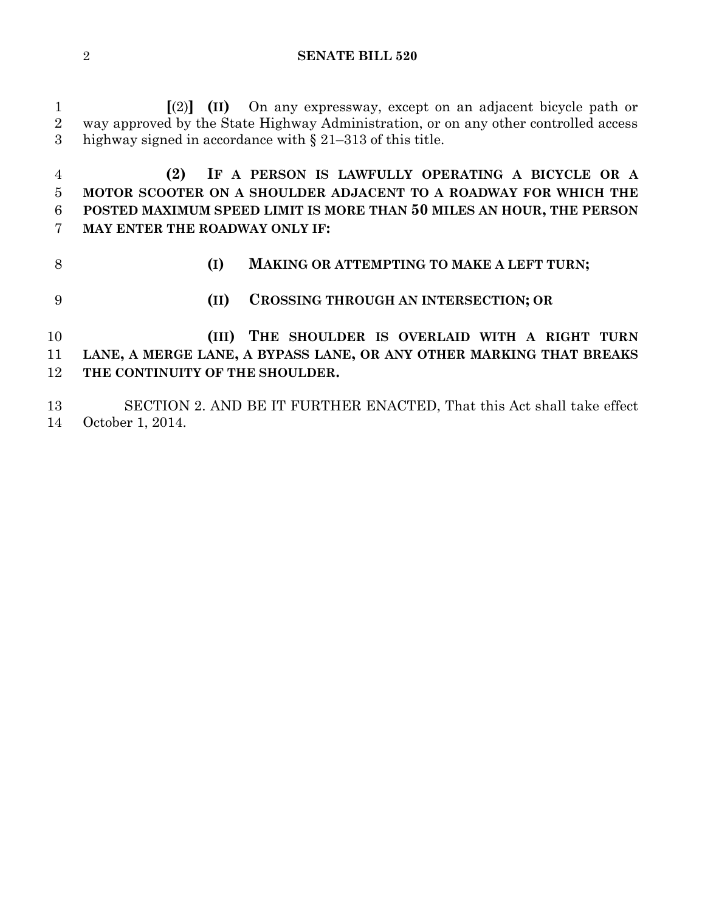**[**(2)**]** **(II)** On any expressway, except on an adjacent bicycle path or way approved by the State Highway Administration, or on any other controlled access highway signed in accordance with § 21–313 of this title.

**(2) IF A PERSON IS LAWFULLY OPERATING A BICYCLE OR A MOTOR SCOOTER ON A SHOULDER ADJACENT TO A ROADWAY FOR WHICH THE POSTED MAXIMUM SPEED LIMIT IS MORE THAN 50 MILES AN HOUR, THE PERSON MAY ENTER THE ROADWAY ONLY IF:**

**(I) MAKING OR ATTEMPTING TO MAKE A LEFT TURN;**

**(II) CROSSING THROUGH AN INTERSECTION; OR**

**(III) THE SHOULDER IS OVERLAID WITH A RIGHT TURN LANE, A MERGE LANE, A BYPASS LANE, OR ANY OTHER MARKING THAT BREAKS THE CONTINUITY OF THE SHOULDER.**

SECTION 2. AND BE IT FURTHER ENACTED, That this Act shall take effect October 1, 2014.